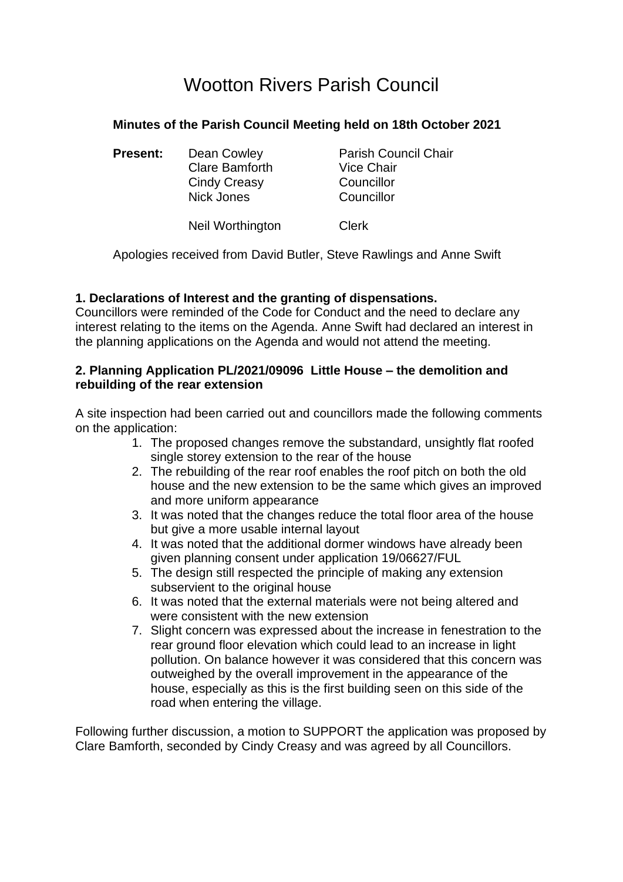# Wootton Rivers Parish Council

**Minutes of the Parish Council Meeting held on 18th October 2021**

| **Present:** | Dean Cowley | Parish Council Chair |
|---|---|---|
| | Clare Bamforth | Vice Chair |
| | Cindy Creasy | Councillor |
| | Nick Jones | Councillor |
| | Neil Worthington | Clerk |

Apologies received from David Butler, Steve Rawlings and Anne Swift

**1. Declarations of Interest and the granting of dispensations.**
Councillors were reminded of the Code for Conduct and the need to declare any interest relating to the items on the Agenda. Anne Swift had declared an interest in the planning applications on the Agenda and would not attend the meeting.

**2. Planning Application PL/2021/09096 Little House – the demolition and rebuilding of the rear extension**

A site inspection had been carried out and councillors made the following comments on the application:

1. The proposed changes remove the substandard, unsightly flat roofed single storey extension to the rear of the house
2. The rebuilding of the rear roof enables the roof pitch on both the old house and the new extension to be the same which gives an improved and more uniform appearance
3. It was noted that the changes reduce the total floor area of the house but give a more usable internal layout
4. It was noted that the additional dormer windows have already been given planning consent under application 19/06627/FUL
5. The design still respected the principle of making any extension subservient to the original house
6. It was noted that the external materials were not being altered and were consistent with the new extension
7. Slight concern was expressed about the increase in fenestration to the rear ground floor elevation which could lead to an increase in light pollution. On balance however it was considered that this concern was outweighed by the overall improvement in the appearance of the house, especially as this is the first building seen on this side of the road when entering the village.

Following further discussion, a motion to SUPPORT the application was proposed by Clare Bamforth, seconded by Cindy Creasy and was agreed by all Councillors.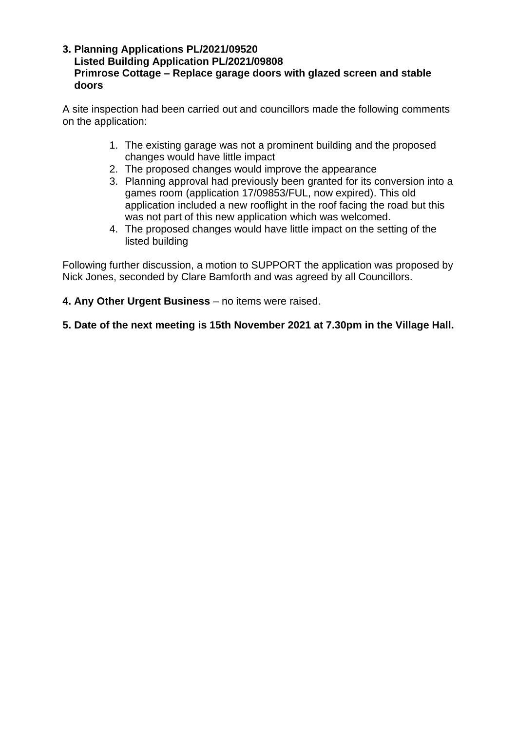**3. Planning Applications PL/2021/09520**
**Listed Building Application PL/2021/09808**
**Primrose Cottage – Replace garage doors with glazed screen and stable doors**

A site inspection had been carried out and councillors made the following comments on the application:

1. The existing garage was not a prominent building and the proposed changes would have little impact
2. The proposed changes would improve the appearance
3. Planning approval had previously been granted for its conversion into a games room (application 17/09853/FUL, now expired). This old application included a new rooflight in the roof facing the road but this was not part of this new application which was welcomed.
4. The proposed changes would have little impact on the setting of the listed building

Following further discussion, a motion to SUPPORT the application was proposed by Nick Jones, seconded by Clare Bamforth and was agreed by all Councillors.

**4. Any Other Urgent Business** – no items were raised.

**5. Date of the next meeting is 15th November 2021 at 7.30pm in the Village Hall.**